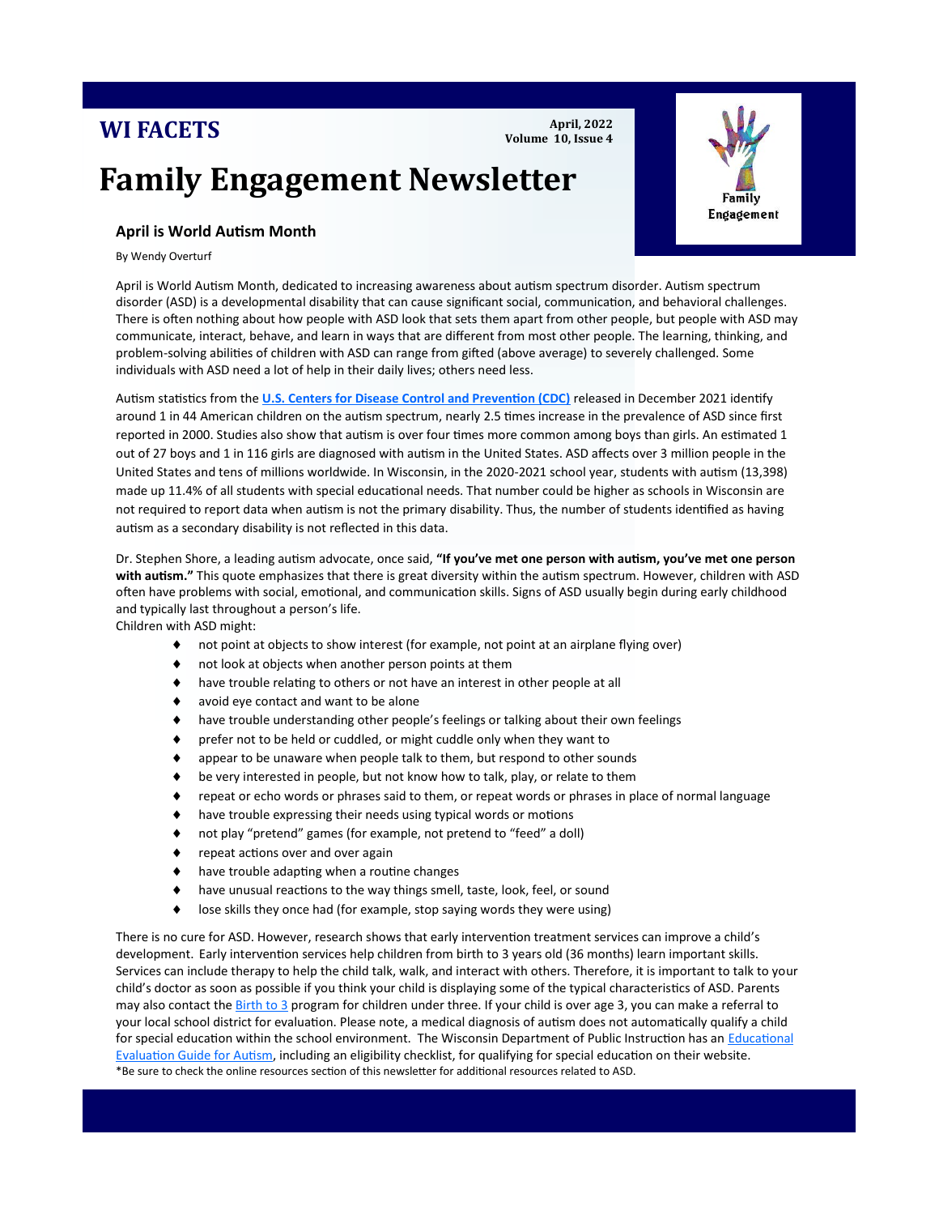# WI FACETS

April, 2022
Volume 10, Issue 4

# Family Engagement Newsletter

Family Engagement

## April is World Autism Month

By Wendy Overturf

April is World Autism Month, dedicated to increasing awareness about autism spectrum disorder. Autism spectrum disorder (ASD) is a developmental disability that can cause significant social, communication, and behavioral challenges. There is often nothing about how people with ASD look that sets them apart from other people, but people with ASD may communicate, interact, behave, and learn in ways that are different from most other people. The learning, thinking, and problem-solving abilities of children with ASD can range from gifted (above average) to severely challenged. Some individuals with ASD need a lot of help in their daily lives; others need less.

Autism statistics from the **U.S. Centers for Disease Control and Prevention (CDC)** released in December 2021 identify around 1 in 44 American children on the autism spectrum, nearly 2.5 times increase in the prevalence of ASD since first reported in 2000. Studies also show that autism is over four times more common among boys than girls. An estimated 1 out of 27 boys and 1 in 116 girls are diagnosed with autism in the United States. ASD affects over 3 million people in the United States and tens of millions worldwide. In Wisconsin, in the 2020-2021 school year, students with autism (13,398) made up 11.4% of all students with special educational needs. That number could be higher as schools in Wisconsin are not required to report data when autism is not the primary disability. Thus, the number of students identified as having autism as a secondary disability is not reflected in this data.

Dr. Stephen Shore, a leading autism advocate, once said, **"If you've met one person with autism, you've met one person with autism."** This quote emphasizes that there is great diversity within the autism spectrum. However, children with ASD often have problems with social, emotional, and communication skills. Signs of ASD usually begin during early childhood and typically last throughout a person's life.

Children with ASD might:

- not point at objects to show interest (for example, not point at an airplane flying over)
- not look at objects when another person points at them
- have trouble relating to others or not have an interest in other people at all
- avoid eye contact and want to be alone
- have trouble understanding other people's feelings or talking about their own feelings
- prefer not to be held or cuddled, or might cuddle only when they want to
- appear to be unaware when people talk to them, but respond to other sounds
- be very interested in people, but not know how to talk, play, or relate to them
- repeat or echo words or phrases said to them, or repeat words or phrases in place of normal language
- have trouble expressing their needs using typical words or motions
- not play "pretend" games (for example, not pretend to "feed" a doll)
- repeat actions over and over again
- have trouble adapting when a routine changes
- have unusual reactions to the way things smell, taste, look, feel, or sound
- lose skills they once had (for example, stop saying words they were using)

There is no cure for ASD. However, research shows that early intervention treatment services can improve a child's development. Early intervention services help children from birth to 3 years old (36 months) learn important skills. Services can include therapy to help the child talk, walk, and interact with others. Therefore, it is important to talk to your child's doctor as soon as possible if you think your child is displaying some of the typical characteristics of ASD. Parents may also contact the Birth to 3 program for children under three. If your child is over age 3, you can make a referral to your local school district for evaluation. Please note, a medical diagnosis of autism does not automatically qualify a child for special education within the school environment. The Wisconsin Department of Public Instruction has an Educational Evaluation Guide for Autism, including an eligibility checklist, for qualifying for special education on their website.

*Be sure to check the online resources section of this newsletter for additional resources related to ASD.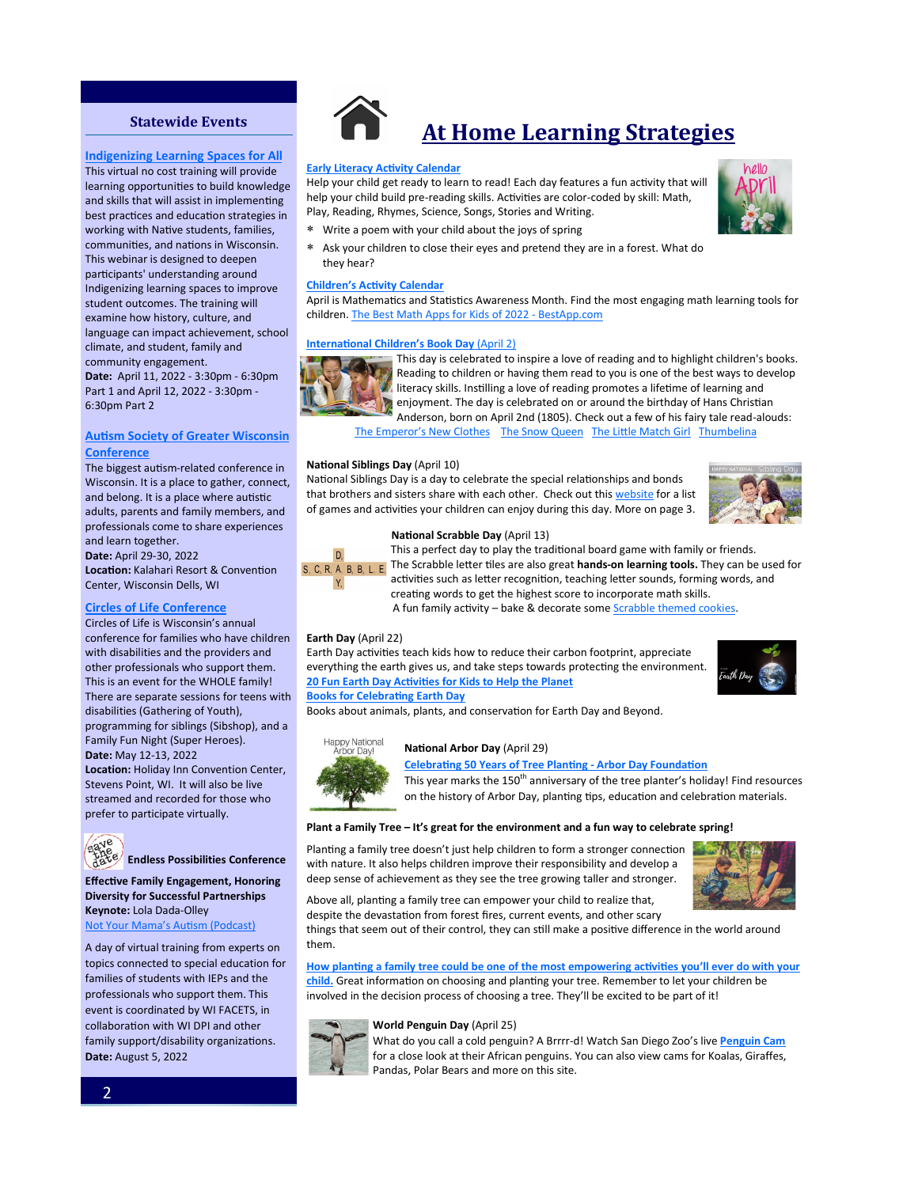## Statewide Events

### Indigenizing Learning Spaces for All

This virtual no cost training will provide learning opportunities to build knowledge and skills that will assist in implementing best practices and education strategies in working with Native students, families, communities, and nations in Wisconsin. This webinar is designed to deepen participants' understanding around Indigenizing learning spaces to improve student outcomes. The training will examine how history, culture, and language can impact achievement, school climate, and student, family and community engagement.

**Date:** April 11, 2022 - 3:30pm - 6:30pm Part 1 and April 12, 2022 - 3:30pm - 6:30pm Part 2

### Autism Society of Greater Wisconsin Conference

The biggest autism-related conference in Wisconsin. It is a place to gather, connect, and belong. It is a place where autistic adults, parents and family members, and professionals come to share experiences and learn together.

**Date:** April 29-30, 2022

**Location:** Kalahari Resort & Convention Center, Wisconsin Dells, WI

### Circles of Life Conference

Circles of Life is Wisconsin's annual conference for families who have children with disabilities and the providers and other professionals who support them. This is an event for the WHOLE family! There are separate sessions for teens with disabilities (Gathering of Youth), programming for siblings (Sibshop), and a Family Fun Night (Super Heroes).

**Date:** May 12-13, 2022

**Location:** Holiday Inn Convention Center, Stevens Point, WI. It will also be live streamed and recorded for those who prefer to participate virtually.

### Endless Possibilities Conference

**Effective Family Engagement, Honoring Diversity for Successful Partnerships**

**Keynote:** Lola Dada-Olley

Not Your Mama's Autism (Podcast)

A day of virtual training from experts on topics connected to special education for families of students with IEPs and the professionals who support them. This event is coordinated by WI FACETS, in collaboration with WI DPI and other family support/disability organizations.

**Date:** August 5, 2022

# At Home Learning Strategies

**Early Literacy Activity Calendar**

Help your child get ready to learn to read! Each day features a fun activity that will help your child build pre-reading skills. Activities are color-coded by skill: Math, Play, Reading, Rhymes, Science, Songs, Stories and Writing.

* Write a poem with your child about the joys of spring
* Ask your children to close their eyes and pretend they are in a forest. What do they hear?

**Children's Activity Calendar**

April is Mathematics and Statistics Awareness Month. Find the most engaging math learning tools for children. The Best Math Apps for Kids of 2022 - BestApp.com

**International Children's Book Day** (April 2)

This day is celebrated to inspire a love of reading and to highlight children's books. Reading to children or having them read to you is one of the best ways to develop literacy skills. Instilling a love of reading promotes a lifetime of learning and enjoyment. The day is celebrated on or around the birthday of Hans Christian Anderson, born on April 2nd (1805). Check out a few of his fairy tale read-alouds: The Emperor's New Clothes The Snow Queen The Little Match Girl Thumbelina

**National Siblings Day** (April 10)

National Siblings Day is a day to celebrate the special relationships and bonds that brothers and sisters share with each other. Check out this website for a list of games and activities your children can enjoy during this day. More on page 3.

**National Scrabble Day** (April 13)

This a perfect day to play the traditional board game with family or friends. The Scrabble letter tiles are also great **hands-on learning tools.** They can be used for activities such as letter recognition, teaching letter sounds, forming words, and creating words to get the highest score to incorporate math skills.

A fun family activity – bake & decorate some Scrabble themed cookies.

**Earth Day** (April 22)

Earth Day activities teach kids how to reduce their carbon footprint, appreciate everything the earth gives us, and take steps towards protecting the environment.

**20 Fun Earth Day Activities for Kids to Help the Planet**

**Books for Celebrating Earth Day**

Books about animals, plants, and conservation for Earth Day and Beyond.

**National Arbor Day** (April 29)

**Celebrating 50 Years of Tree Planting - Arbor Day Foundation**

This year marks the 150th anniversary of the tree planter's holiday! Find resources on the history of Arbor Day, planting tips, education and celebration materials.

**Plant a Family Tree – It's great for the environment and a fun way to celebrate spring!**

Planting a family tree doesn't just help children to form a stronger connection with nature. It also helps children improve their responsibility and develop a deep sense of achievement as they see the tree growing taller and stronger.

Above all, planting a family tree can empower your child to realize that, despite the devastation from forest fires, current events, and other scary things that seem out of their control, they can still make a positive difference in the world around them.

**How planting a family tree could be one of the most empowering activities you'll ever do with your child.** Great information on choosing and planting your tree. Remember to let your children be involved in the decision process of choosing a tree. They'll be excited to be part of it!

**World Penguin Day** (April 25)

What do you call a cold penguin? A Brrrr-d! Watch San Diego Zoo's live **Penguin Cam** for a close look at their African penguins. You can also view cams for Koalas, Giraffes, Pandas, Polar Bears and more on this site.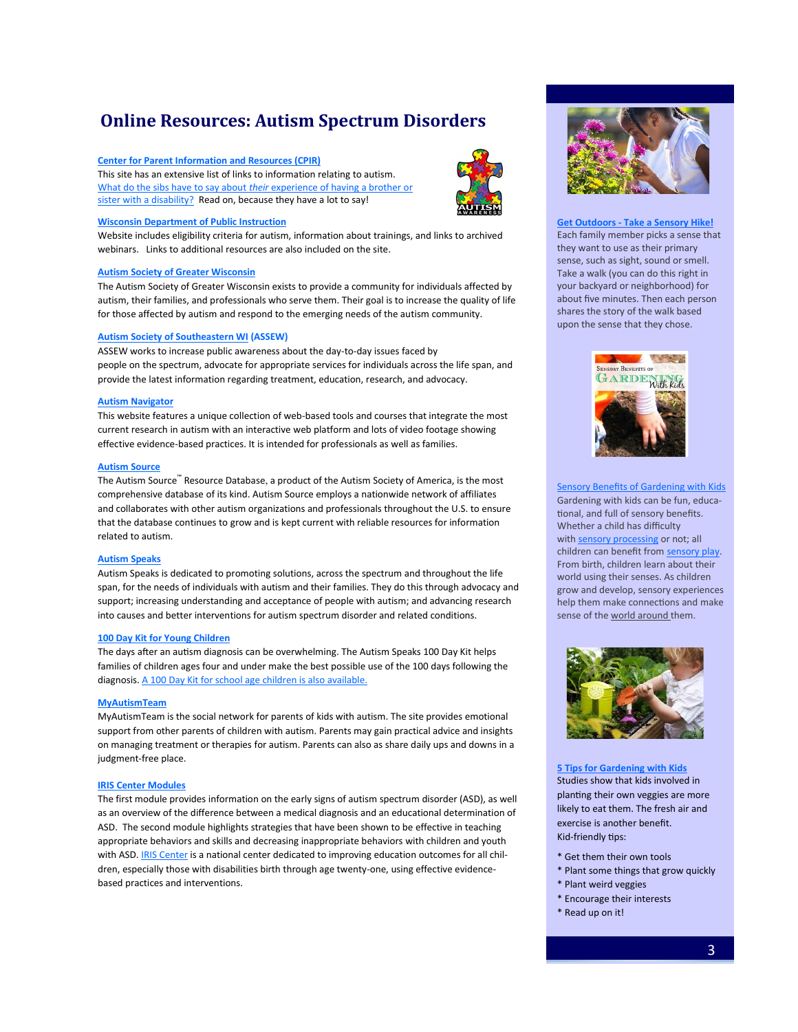# Online Resources: Autism Spectrum Disorders

**Center for Parent Information and Resources (CPIR)**

This site has an extensive list of links to information relating to autism. What do the sibs have to say about *their* experience of having a brother or sister with a disability? Read on, because they have a lot to say!

**Wisconsin Department of Public Instruction**

Website includes eligibility criteria for autism, information about trainings, and links to archived webinars. Links to additional resources are also included on the site.

**Autism Society of Greater Wisconsin**

The Autism Society of Greater Wisconsin exists to provide a community for individuals affected by autism, their families, and professionals who serve them. Their goal is to increase the quality of life for those affected by autism and respond to the emerging needs of the autism community.

**Autism Society of Southeastern WI (ASSEW)**

ASSEW works to increase public awareness about the day-to-day issues faced by people on the spectrum, advocate for appropriate services for individuals across the life span, and provide the latest information regarding treatment, education, research, and advocacy.

**Autism Navigator**

This website features a unique collection of web-based tools and courses that integrate the most current research in autism with an interactive web platform and lots of video footage showing effective evidence-based practices. It is intended for professionals as well as families.

**Autism Source**

The Autism Source™ Resource Database, a product of the Autism Society of America, is the most comprehensive database of its kind. Autism Source employs a nationwide network of affiliates and collaborates with other autism organizations and professionals throughout the U.S. to ensure that the database continues to grow and is kept current with reliable resources for information related to autism.

**Autism Speaks**

Autism Speaks is dedicated to promoting solutions, across the spectrum and throughout the life span, for the needs of individuals with autism and their families. They do this through advocacy and support; increasing understanding and acceptance of people with autism; and advancing research into causes and better interventions for autism spectrum disorder and related conditions.

**100 Day Kit for Young Children**

The days after an autism diagnosis can be overwhelming. The Autism Speaks 100 Day Kit helps families of children ages four and under make the best possible use of the 100 days following the diagnosis. A 100 Day Kit for school age children is also available.

**MyAutismTeam**

MyAutismTeam is the social network for parents of kids with autism. The site provides emotional support from other parents of children with autism. Parents may gain practical advice and insights on managing treatment or therapies for autism. Parents can also as share daily ups and downs in a judgment-free place.

**IRIS Center Modules**

The first module provides information on the early signs of autism spectrum disorder (ASD), as well as an overview of the difference between a medical diagnosis and an educational determination of ASD. The second module highlights strategies that have been shown to be effective in teaching appropriate behaviors and skills and decreasing inappropriate behaviors with children and youth with ASD. IRIS Center is a national center dedicated to improving education outcomes for all children, especially those with disabilities birth through age twenty-one, using effective evidence-based practices and interventions.

**Get Outdoors - Take a Sensory Hike!**

Each family member picks a sense that they want to use as their primary sense, such as sight, sound or smell. Take a walk (you can do this right in your backyard or neighborhood) for about five minutes. Then each person shares the story of the walk based upon the sense that they chose.

**Sensory Benefits of Gardening with Kids**

Gardening with kids can be fun, educational, and full of sensory benefits. Whether a child has difficulty with sensory processing or not; all children can benefit from sensory play. From birth, children learn about their world using their senses. As children grow and develop, sensory experiences help them make connections and make sense of the world around them.

**5 Tips for Gardening with Kids**

Studies show that kids involved in planting their own veggies are more likely to eat them. The fresh air and exercise is another benefit.

Kid-friendly tips:

* Get them their own tools
* Plant some things that grow quickly
* Plant weird veggies
* Encourage their interests
* Read up on it!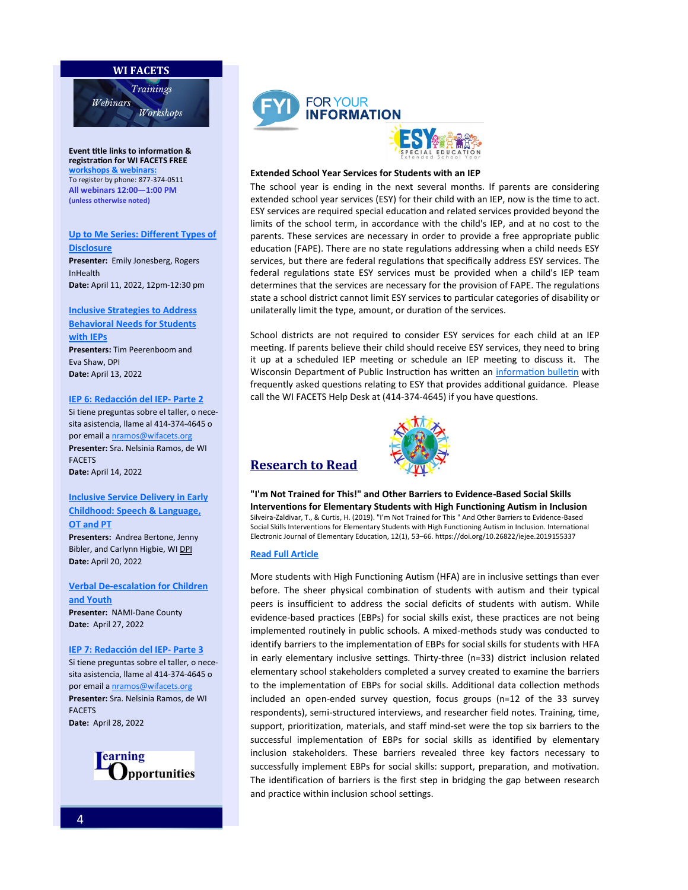## WI FACETS

Trainings
Webinars
Workshops

**Event title links to information & registration for WI FACETS FREE workshops & webinars:**
To register by phone: 877-374-0511
**All webinars 12:00—1:00 PM**
**(unless otherwise noted)**

**Up to Me Series: Different Types of Disclosure**
**Presenter:** Emily Jonesberg, Rogers InHealth
**Date:** April 11, 2022, 12pm-12:30 pm

**Inclusive Strategies to Address Behavioral Needs for Students with IEPs**
**Presenters:** Tim Peerenboom and Eva Shaw, DPI
**Date:** April 13, 2022

**IEP 6: Redacción del IEP- Parte 2**
Si tiene preguntas sobre el taller, o necesita asistencia, llame al 414-374-4645 o por email a nramos@wifacets.org
**Presenter:** Sra. Nelsinia Ramos, de WI FACETS
**Date:** April 14, 2022

**Inclusive Service Delivery in Early Childhood: Speech & Language, OT and PT**
**Presenters:** Andrea Bertone, Jenny Bibler, and Carlynn Higbie, WI DPI
**Date:** April 20, 2022

**Verbal De-escalation for Children and Youth**
**Presenter:** NAMI-Dane County
**Date:** April 27, 2022

**IEP 7: Redacción del IEP- Parte 3**
Si tiene preguntas sobre el taller, o necesita asistencia, llame al 414-374-4645 o por email a nramos@wifacets.org
**Presenter:** Sra. Nelsinia Ramos, de WI FACETS
**Date:** April 28, 2022

Learning Opportunities

## FYI FOR YOUR INFORMATION

ESY SPECIAL EDUCATION Extended School Year

**Extended School Year Services for Students with an IEP**

The school year is ending in the next several months. If parents are considering extended school year services (ESY) for their child with an IEP, now is the time to act. ESY services are required special education and related services provided beyond the limits of the school term, in accordance with the child's IEP, and at no cost to the parents. These services are necessary in order to provide a free appropriate public education (FAPE). There are no state regulations addressing when a child needs ESY services, but there are federal regulations that specifically address ESY services. The federal regulations state ESY services must be provided when a child's IEP team determines that the services are necessary for the provision of FAPE. The regulations state a school district cannot limit ESY services to particular categories of disability or unilaterally limit the type, amount, or duration of the services.

School districts are not required to consider ESY services for each child at an IEP meeting. If parents believe their child should receive ESY services, they need to bring it up at a scheduled IEP meeting or schedule an IEP meeting to discuss it. The Wisconsin Department of Public Instruction has written an information bulletin with frequently asked questions relating to ESY that provides additional guidance. Please call the WI FACETS Help Desk at (414-374-4645) if you have questions.

## Research to Read

**"I'm Not Trained for This!" and Other Barriers to Evidence-Based Social Skills Interventions for Elementary Students with High Functioning Autism in Inclusion**

Silveira-Zaldivar, T., & Curtis, H. (2019). "I'm Not Trained for This " And Other Barriers to Evidence-Based Social Skills Interventions for Elementary Students with High Functioning Autism in Inclusion. International Electronic Journal of Elementary Education, 12(1), 53–66. https://doi.org/10.26822/iejee.2019155337

**Read Full Article**

More students with High Functioning Autism (HFA) are in inclusive settings than ever before. The sheer physical combination of students with autism and their typical peers is insufficient to address the social deficits of students with autism. While evidence-based practices (EBPs) for social skills exist, these practices are not being implemented routinely in public schools. A mixed-methods study was conducted to identify barriers to the implementation of EBPs for social skills for students with HFA in early elementary inclusive settings. Thirty-three (n=33) district inclusion related elementary school stakeholders completed a survey created to examine the barriers to the implementation of EBPs for social skills. Additional data collection methods included an open-ended survey question, focus groups (n=12 of the 33 survey respondents), semi-structured interviews, and researcher field notes. Training, time, support, prioritization, materials, and staff mind-set were the top six barriers to the successful implementation of EBPs for social skills as identified by elementary inclusion stakeholders. These barriers revealed three key factors necessary to successfully implement EBPs for social skills: support, preparation, and motivation. The identification of barriers is the first step in bridging the gap between research and practice within inclusion school settings.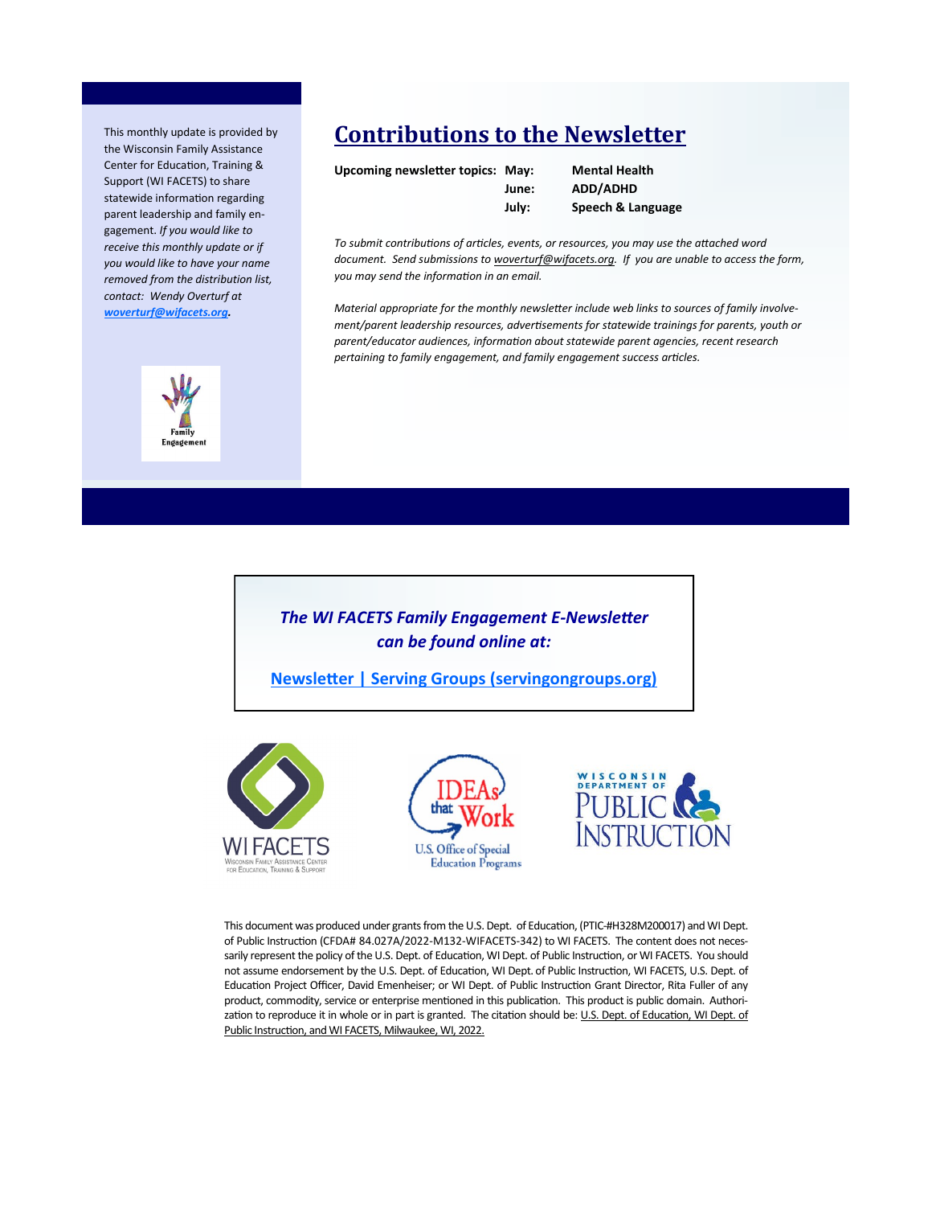This monthly update is provided by the Wisconsin Family Assistance Center for Education, Training & Support (WI FACETS) to share statewide information regarding parent leadership and family engagement. *If you would like to receive this monthly update or if you would like to have your name removed from the distribution list, contact: Wendy Overturf at* ***woverturf@wifacets.org.***

Family Engagement

## Contributions to the Newsletter

| | | |
|---|---|---|
| **Upcoming newsletter topics:** | **May:** | **Mental Health** |
| | **June:** | **ADD/ADHD** |
| | **July:** | **Speech & Language** |

*To submit contributions of articles, events, or resources, you may use the attached word document. Send submissions to woverturf@wifacets.org. If you are unable to access the form, you may send the information in an email.*

*Material appropriate for the monthly newsletter include web links to sources of family involvement/parent leadership resources, advertisements for statewide trainings for parents, youth or parent/educator audiences, information about statewide parent agencies, recent research pertaining to family engagement, and family engagement success articles.*

***The WI FACETS Family Engagement E-Newsletter can be found online at:***

**Newsletter | Serving Groups (servingongroups.org)**

WI FACETS
Wisconsin Family Assistance Center for Education, Training & Support

IDEAs that Work
U.S. Office of Special Education Programs

Wisconsin Department of Public Instruction

This document was produced under grants from the U.S. Dept. of Education, (PTIC-#H328M200017) and WI Dept. of Public Instruction (CFDA# 84.027A/2022-M132-WIFACETS-342) to WI FACETS. The content does not necessarily represent the policy of the U.S. Dept. of Education, WI Dept. of Public Instruction, or WI FACETS. You should not assume endorsement by the U.S. Dept. of Education, WI Dept. of Public Instruction, WI FACETS, U.S. Dept. of Education Project Officer, David Emenheiser; or WI Dept. of Public Instruction Grant Director, Rita Fuller of any product, commodity, service or enterprise mentioned in this publication. This product is public domain. Authorization to reproduce it in whole or in part is granted. The citation should be: U.S. Dept. of Education, WI Dept. of Public Instruction, and WI FACETS, Milwaukee, WI, 2022.